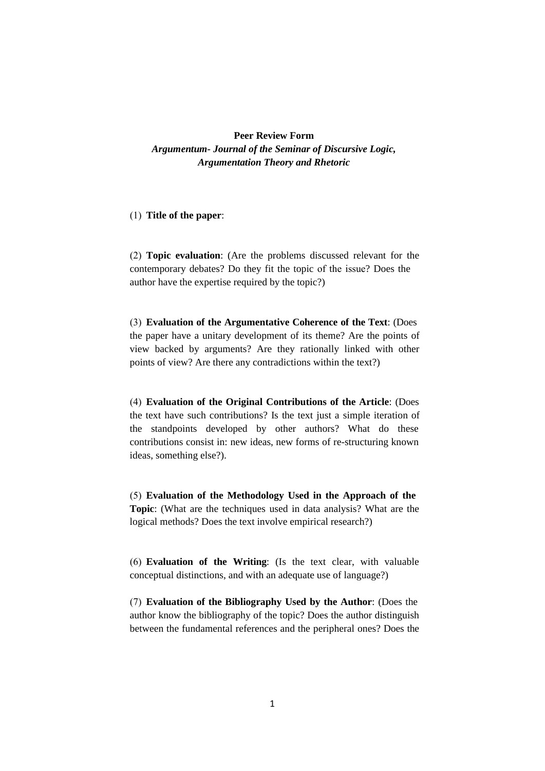**Peer Review Form**

***Argumentum- Journal of the Seminar of Discursive Logic, Argumentation Theory and Rhetoric***

(1) **Title of the paper**:

(2) **Topic evaluation**: (Are the problems discussed relevant for the contemporary debates? Do they fit the topic of the issue? Does the author have the expertise required by the topic?)

(3) **Evaluation of the Argumentative Coherence of the Text**: (Does the paper have a unitary development of its theme? Are the points of view backed by arguments? Are they rationally linked with other points of view? Are there any contradictions within the text?)

(4) **Evaluation of the Original Contributions of the Article**: (Does the text have such contributions? Is the text just a simple iteration of the standpoints developed by other authors? What do these contributions consist in: new ideas, new forms of re-structuring known ideas, something else?).

(5) **Evaluation of the Methodology Used in the Approach of the Topic**: (What are the techniques used in data analysis? What are the logical methods? Does the text involve empirical research?)

(6) **Evaluation of the Writing**: (Is the text clear, with valuable conceptual distinctions, and with an adequate use of language?)

(7) **Evaluation of the Bibliography Used by the Author**: (Does the author know the bibliography of the topic? Does the author distinguish between the fundamental references and the peripheral ones? Does the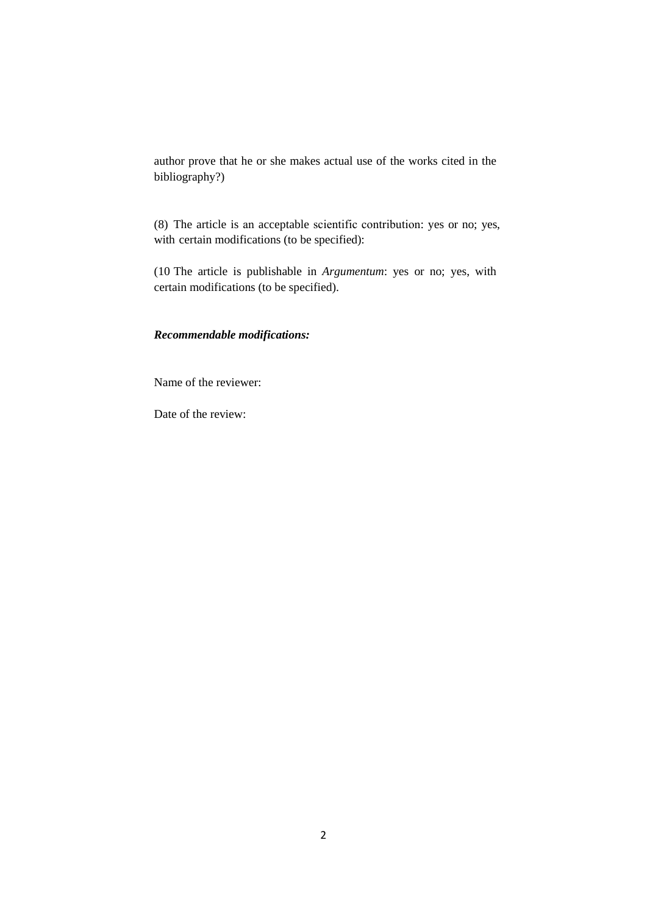author prove that he or she makes actual use of the works cited in the bibliography?)

(8) The article is an acceptable scientific contribution: yes or no; yes, with certain modifications (to be specified):

(10 The article is publishable in *Argumentum*: yes or no; yes, with certain modifications (to be specified).

***Recommendable modifications:***

Name of the reviewer:

Date of the review: